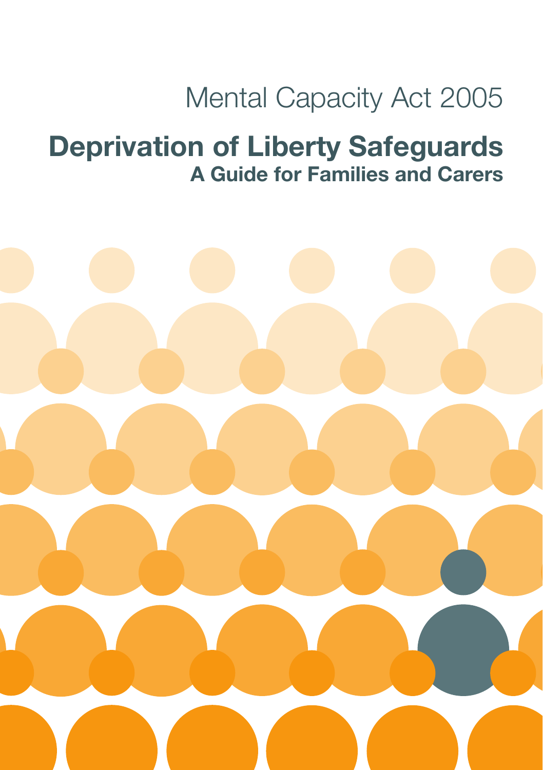Mental Capacity Act 2005

# Deprivation of Liberty Safeguards

## A Guide for Families and Carers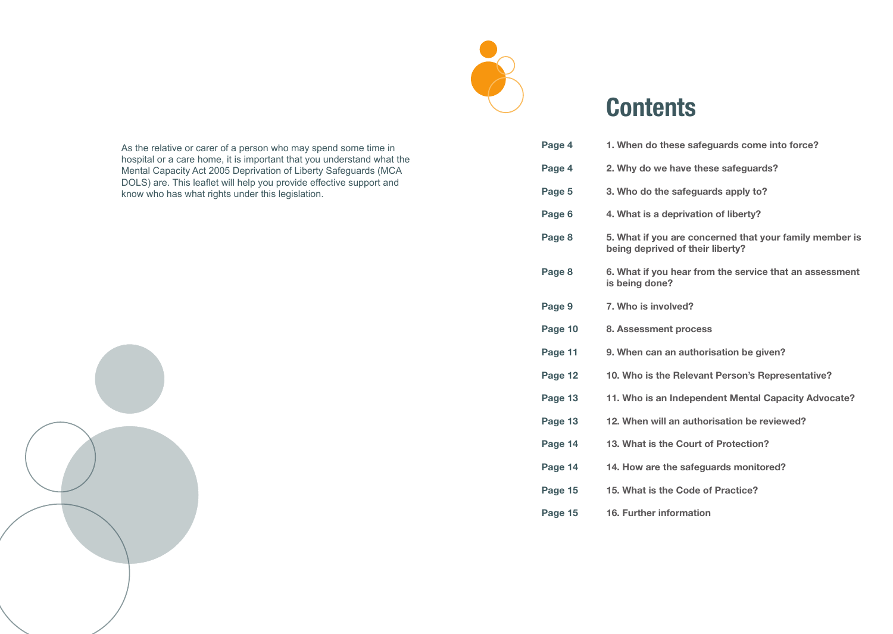As the relative or carer of a person who may spend some time in hospital or a care home, it is important that you understand what the Mental Capacity Act 2005 Deprivation of Liberty Safeguards (MCA DOLS) are. This leaflet will help you provide effective support and know who has what rights under this legislation.

# Contents

| | |
|---|---|
| **Page 4** | **1. When do these safeguards come into force?** |
| **Page 4** | **2. Why do we have these safeguards?** |
| **Page 5** | **3. Who do the safeguards apply to?** |
| **Page 6** | **4. What is a deprivation of liberty?** |
| **Page 8** | **5. What if you are concerned that your family member is being deprived of their liberty?** |
| **Page 8** | **6. What if you hear from the service that an assessment is being done?** |
| **Page 9** | **7. Who is involved?** |
| **Page 10** | **8. Assessment process** |
| **Page 11** | **9. When can an authorisation be given?** |
| **Page 12** | **10. Who is the Relevant Person's Representative?** |
| **Page 13** | **11. Who is an Independent Mental Capacity Advocate?** |
| **Page 13** | **12. When will an authorisation be reviewed?** |
| **Page 14** | **13. What is the Court of Protection?** |
| **Page 14** | **14. How are the safeguards monitored?** |
| **Page 15** | **15. What is the Code of Practice?** |
| **Page 15** | **16. Further information** |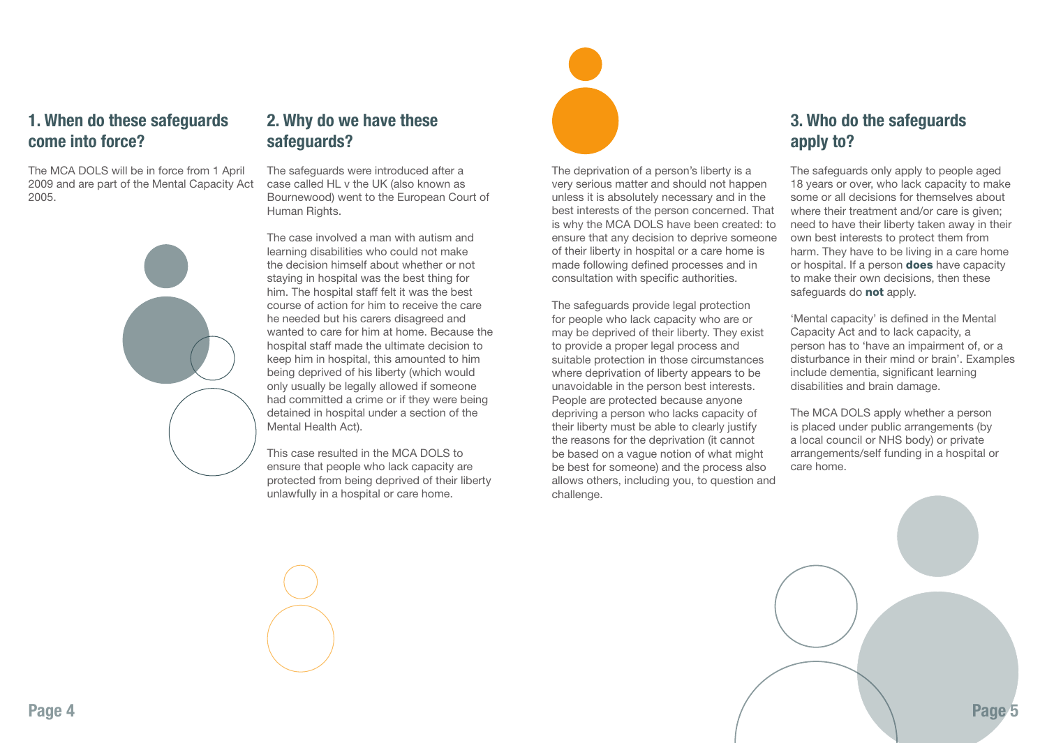## 1. When do these safeguards come into force?

The MCA DOLS will be in force from 1 April 2009 and are part of the Mental Capacity Act 2005.

## 2. Why do we have these safeguards?

The safeguards were introduced after a case called HL v the UK (also known as Bournewood) went to the European Court of Human Rights.

The case involved a man with autism and learning disabilities who could not make the decision himself about whether or not staying in hospital was the best thing for him. The hospital staff felt it was the best course of action for him to receive the care he needed but his carers disagreed and wanted to care for him at home. Because the hospital staff made the ultimate decision to keep him in hospital, this amounted to him being deprived of his liberty (which would only usually be legally allowed if someone had committed a crime or if they were being detained in hospital under a section of the Mental Health Act).

This case resulted in the MCA DOLS to ensure that people who lack capacity are protected from being deprived of their liberty unlawfully in a hospital or care home.

The deprivation of a person's liberty is a very serious matter and should not happen unless it is absolutely necessary and in the best interests of the person concerned. That is why the MCA DOLS have been created: to ensure that any decision to deprive someone of their liberty in hospital or a care home is made following defined processes and in consultation with specific authorities.

The safeguards provide legal protection for people who lack capacity who are or may be deprived of their liberty. They exist to provide a proper legal process and suitable protection in those circumstances where deprivation of liberty appears to be unavoidable in the person best interests. People are protected because anyone depriving a person who lacks capacity of their liberty must be able to clearly justify the reasons for the deprivation (it cannot be based on a vague notion of what might be best for someone) and the process also allows others, including you, to question and challenge.

## 3. Who do the safeguards apply to?

The safeguards only apply to people aged 18 years or over, who lack capacity to make some or all decisions for themselves about where their treatment and/or care is given; need to have their liberty taken away in their own best interests to protect them from harm. They have to be living in a care home or hospital. If a person **does** have capacity to make their own decisions, then these safeguards do **not** apply.

'Mental capacity' is defined in the Mental Capacity Act and to lack capacity, a person has to 'have an impairment of, or a disturbance in their mind or brain'. Examples include dementia, significant learning disabilities and brain damage.

The MCA DOLS apply whether a person is placed under public arrangements (by a local council or NHS body) or private arrangements/self funding in a hospital or care home.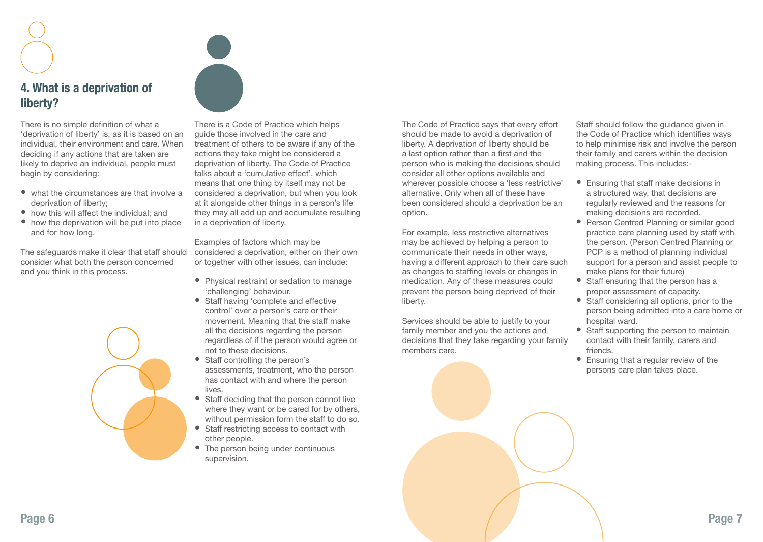## 4. What is a deprivation of liberty?

There is no simple definition of what a 'deprivation of liberty' is, as it is based on an individual, their environment and care. When deciding if any actions that are taken are likely to deprive an individual, people must begin by considering:

- what the circumstances are that involve a deprivation of liberty;
- how this will affect the individual; and
- how the deprivation will be put into place and for how long.

The safeguards make it clear that staff should consider what both the person concerned and you think in this process.

There is a Code of Practice which helps guide those involved in the care and treatment of others to be aware if any of the actions they take might be considered a deprivation of liberty. The Code of Practice talks about a 'cumulative effect', which means that one thing by itself may not be considered a deprivation, but when you look at it alongside other things in a person's life they may all add up and accumulate resulting in a deprivation of liberty.

Examples of factors which may be considered a deprivation, either on their own or together with other issues, can include:

- Physical restraint or sedation to manage 'challenging' behaviour.
- Staff having 'complete and effective control' over a person's care or their movement. Meaning that the staff make all the decisions regarding the person regardless of if the person would agree or not to these decisions.
- Staff controlling the person's assessments, treatment, who the person has contact with and where the person lives.
- Staff deciding that the person cannot live where they want or be cared for by others, without permission form the staff to do so.
- Staff restricting access to contact with other people.
- The person being under continuous supervision.

The Code of Practice says that every effort should be made to avoid a deprivation of liberty. A deprivation of liberty should be a last option rather than a first and the person who is making the decisions should consider all other options available and wherever possible choose a 'less restrictive' alternative. Only when all of these have been considered should a deprivation be an option.

For example, less restrictive alternatives may be achieved by helping a person to communicate their needs in other ways, having a different approach to their care such as changes to staffing levels or changes in medication. Any of these measures could prevent the person being deprived of their liberty.

Services should be able to justify to your family member and you the actions and decisions that they take regarding your family members care.

Staff should follow the guidance given in the Code of Practice which identifies ways to help minimise risk and involve the person their family and carers within the decision making process. This includes:-

- Ensuring that staff make decisions in a structured way, that decisions are regularly reviewed and the reasons for making decisions are recorded.
- Person Centred Planning or similar good practice care planning used by staff with the person. (Person Centred Planning or PCP is a method of planning individual support for a person and assist people to make plans for their future)
- Staff ensuring that the person has a proper assessment of capacity.
- Staff considering all options, prior to the person being admitted into a care home or hospital ward.
- Staff supporting the person to maintain contact with their family, carers and friends.
- Ensuring that a regular review of the persons care plan takes place.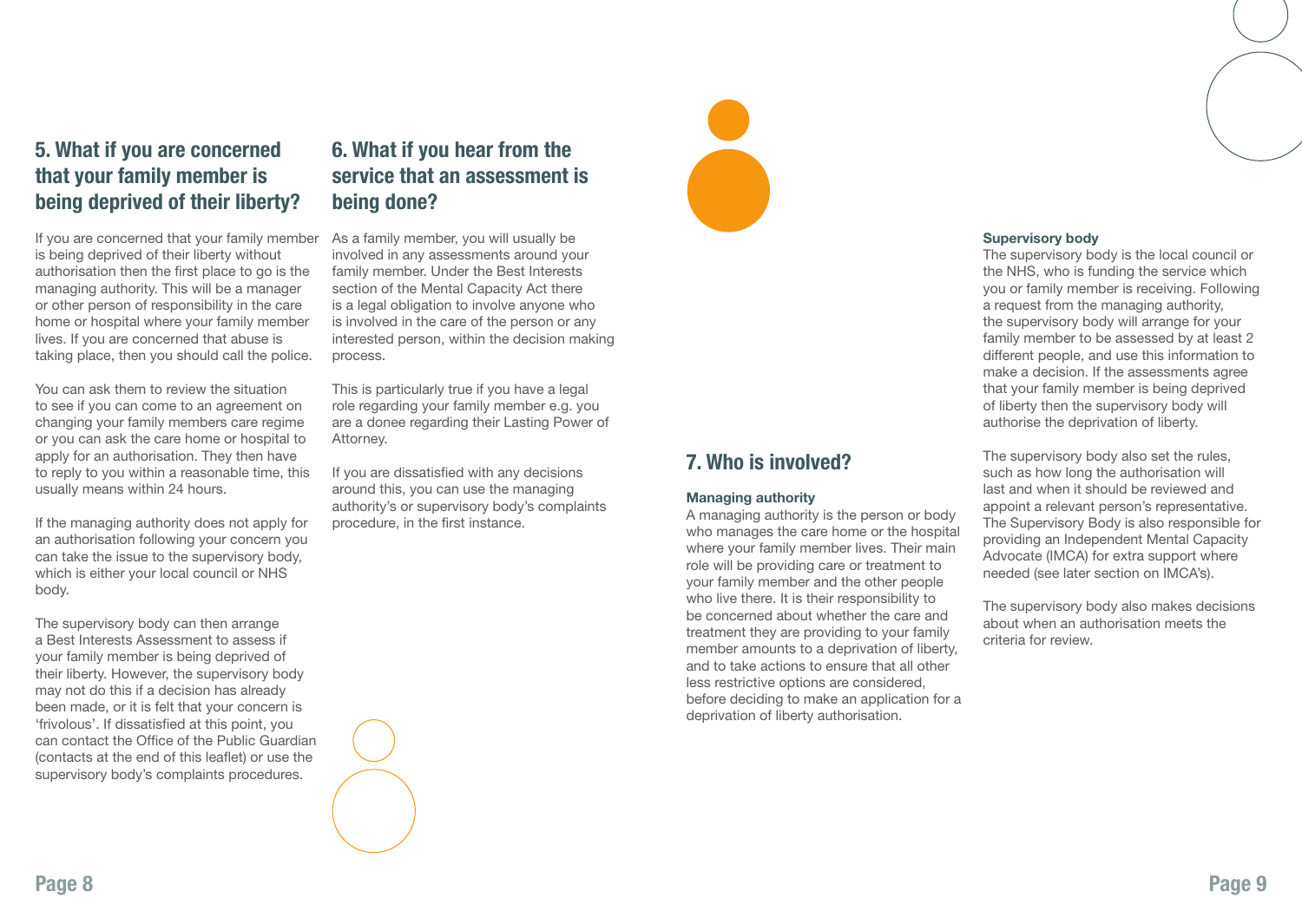## 5. What if you are concerned that your family member is being deprived of their liberty?

If you are concerned that your family member is being deprived of their liberty without authorisation then the first place to go is the managing authority. This will be a manager or other person of responsibility in the care home or hospital where your family member lives. If you are concerned that abuse is taking place, then you should call the police.

You can ask them to review the situation to see if you can come to an agreement on changing your family members care regime or you can ask the care home or hospital to apply for an authorisation. They then have to reply to you within a reasonable time, this usually means within 24 hours.

If the managing authority does not apply for an authorisation following your concern you can take the issue to the supervisory body, which is either your local council or NHS body.

The supervisory body can then arrange a Best Interests Assessment to assess if your family member is being deprived of their liberty. However, the supervisory body may not do this if a decision has already been made, or it is felt that your concern is 'frivolous'. If dissatisfied at this point, you can contact the Office of the Public Guardian (contacts at the end of this leaflet) or use the supervisory body's complaints procedures.

## 6. What if you hear from the service that an assessment is being done?

As a family member, you will usually be involved in any assessments around your family member. Under the Best Interests section of the Mental Capacity Act there is a legal obligation to involve anyone who is involved in the care of the person or any interested person, within the decision making process.

This is particularly true if you have a legal role regarding your family member e.g. you are a donee regarding their Lasting Power of Attorney.

If you are dissatisfied with any decisions around this, you can use the managing authority's or supervisory body's complaints procedure, in the first instance.

## 7. Who is involved?

**Managing authority**

A managing authority is the person or body who manages the care home or the hospital where your family member lives. Their main role will be providing care or treatment to your family member and the other people who live there. It is their responsibility to be concerned about whether the care and treatment they are providing to your family member amounts to a deprivation of liberty, and to take actions to ensure that all other less restrictive options are considered, before deciding to make an application for a deprivation of liberty authorisation.

**Supervisory body**

The supervisory body is the local council or the NHS, who is funding the service which you or family member is receiving. Following a request from the managing authority, the supervisory body will arrange for your family member to be assessed by at least 2 different people, and use this information to make a decision. If the assessments agree that your family member is being deprived of liberty then the supervisory body will authorise the deprivation of liberty.

The supervisory body also set the rules, such as how long the authorisation will last and when it should be reviewed and appoint a relevant person's representative. The Supervisory Body is also responsible for providing an Independent Mental Capacity Advocate (IMCA) for extra support where needed (see later section on IMCA's).

The supervisory body also makes decisions about when an authorisation meets the criteria for review.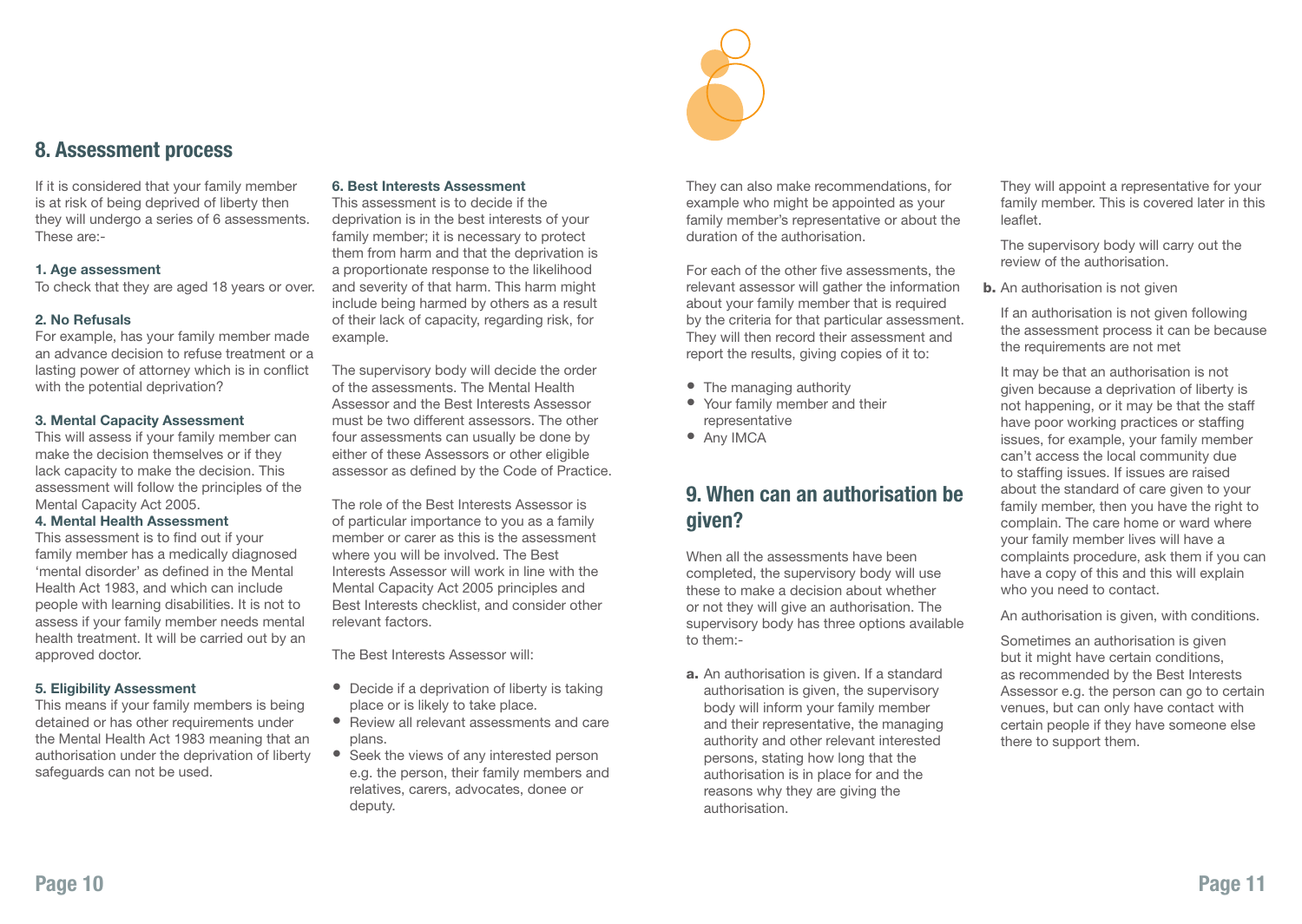## 8. Assessment process

If it is considered that your family member is at risk of being deprived of liberty then they will undergo a series of 6 assessments. These are:-

**1. Age assessment**
To check that they are aged 18 years or over.

**2. No Refusals**
For example, has your family member made an advance decision to refuse treatment or a lasting power of attorney which is in conflict with the potential deprivation?

**3. Mental Capacity Assessment**
This will assess if your family member can make the decision themselves or if they lack capacity to make the decision. This assessment will follow the principles of the Mental Capacity Act 2005.

**4. Mental Health Assessment**
This assessment is to find out if your family member has a medically diagnosed 'mental disorder' as defined in the Mental Health Act 1983, and which can include people with learning disabilities. It is not to assess if your family member needs mental health treatment. It will be carried out by an approved doctor.

**5. Eligibility Assessment**
This means if your family members is being detained or has other requirements under the Mental Health Act 1983 meaning that an authorisation under the deprivation of liberty safeguards can not be used.

**6. Best Interests Assessment**
This assessment is to decide if the deprivation is in the best interests of your family member; it is necessary to protect them from harm and that the deprivation is a proportionate response to the likelihood and severity of that harm. This harm might include being harmed by others as a result of their lack of capacity, regarding risk, for example.

The supervisory body will decide the order of the assessments. The Mental Health Assessor and the Best Interests Assessor must be two different assessors. The other four assessments can usually be done by either of these Assessors or other eligible assessor as defined by the Code of Practice.

The role of the Best Interests Assessor is of particular importance to you as a family member or carer as this is the assessment where you will be involved. The Best Interests Assessor will work in line with the Mental Capacity Act 2005 principles and Best Interests checklist, and consider other relevant factors.

The Best Interests Assessor will:

- Decide if a deprivation of liberty is taking place or is likely to take place.
- Review all relevant assessments and care plans.
- Seek the views of any interested person e.g. the person, their family members and relatives, carers, advocates, donee or deputy.

They can also make recommendations, for example who might be appointed as your family member's representative or about the duration of the authorisation.

For each of the other five assessments, the relevant assessor will gather the information about your family member that is required by the criteria for that particular assessment. They will then record their assessment and report the results, giving copies of it to:

- The managing authority
- Your family member and their representative
- Any IMCA

## 9. When can an authorisation be given?

When all the assessments have been completed, the supervisory body will use these to make a decision about whether or not they will give an authorisation. The supervisory body has three options available to them:-

**a.** An authorisation is given. If a standard authorisation is given, the supervisory body will inform your family member and their representative, the managing authority and other relevant interested persons, stating how long that the authorisation is in place for and the reasons why they are giving the authorisation.

They will appoint a representative for your family member. This is covered later in this leaflet.

The supervisory body will carry out the review of the authorisation.

**b.** An authorisation is not given

If an authorisation is not given following the assessment process it can be because the requirements are not met

It may be that an authorisation is not given because a deprivation of liberty is not happening, or it may be that the staff have poor working practices or staffing issues, for example, your family member can't access the local community due to staffing issues. If issues are raised about the standard of care given to your family member, then you have the right to complain. The care home or ward where your family member lives will have a complaints procedure, ask them if you can have a copy of this and this will explain who you need to contact.

An authorisation is given, with conditions.

Sometimes an authorisation is given but it might have certain conditions, as recommended by the Best Interests Assessor e.g. the person can go to certain venues, but can only have contact with certain people if they have someone else there to support them.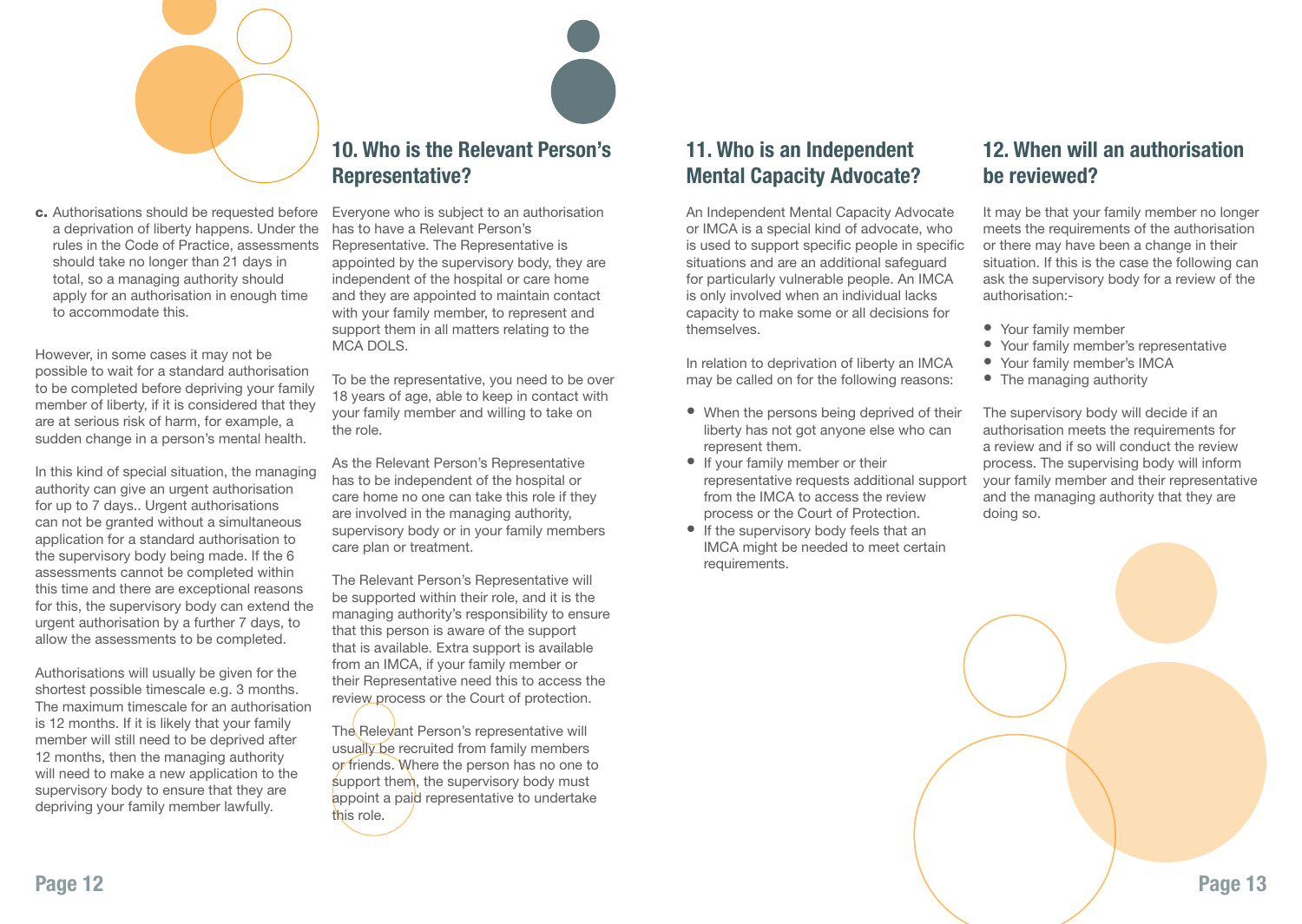c. Authorisations should be requested before a deprivation of liberty happens. Under the rules in the Code of Practice, assessments should take no longer than 21 days in total, so a managing authority should apply for an authorisation in enough time to accommodate this.

However, in some cases it may not be possible to wait for a standard authorisation to be completed before depriving your family member of liberty, if it is considered that they are at serious risk of harm, for example, a sudden change in a person's mental health.

In this kind of special situation, the managing authority can give an urgent authorisation for up to 7 days.. Urgent authorisations can not be granted without a simultaneous application for a standard authorisation to the supervisory body being made. If the 6 assessments cannot be completed within this time and there are exceptional reasons for this, the supervisory body can extend the urgent authorisation by a further 7 days, to allow the assessments to be completed.

Authorisations will usually be given for the shortest possible timescale e.g. 3 months. The maximum timescale for an authorisation is 12 months. If it is likely that your family member will still need to be deprived after 12 months, then the managing authority will need to make a new application to the supervisory body to ensure that they are depriving your family member lawfully.

## 10. Who is the Relevant Person's Representative?

Everyone who is subject to an authorisation has to have a Relevant Person's Representative. The Representative is appointed by the supervisory body, they are independent of the hospital or care home and they are appointed to maintain contact with your family member, to represent and support them in all matters relating to the MCA DOLS.

To be the representative, you need to be over 18 years of age, able to keep in contact with your family member and willing to take on the role.

As the Relevant Person's Representative has to be independent of the hospital or care home no one can take this role if they are involved in the managing authority, supervisory body or in your family members care plan or treatment.

The Relevant Person's Representative will be supported within their role, and it is the managing authority's responsibility to ensure that this person is aware of the support that is available. Extra support is available from an IMCA, if your family member or their Representative need this to access the review process or the Court of protection.

The Relevant Person's representative will usually be recruited from family members or friends. Where the person has no one to support them, the supervisory body must appoint a paid representative to undertake this role.

## 11. Who is an Independent Mental Capacity Advocate?

An Independent Mental Capacity Advocate or IMCA is a special kind of advocate, who is used to support specific people in specific situations and are an additional safeguard for particularly vulnerable people. An IMCA is only involved when an individual lacks capacity to make some or all decisions for themselves.

In relation to deprivation of liberty an IMCA may be called on for the following reasons:

- When the persons being deprived of their liberty has not got anyone else who can represent them.
- If your family member or their representative requests additional support from the IMCA to access the review process or the Court of Protection.
- If the supervisory body feels that an IMCA might be needed to meet certain requirements.

## 12. When will an authorisation be reviewed?

It may be that your family member no longer meets the requirements of the authorisation or there may have been a change in their situation. If this is the case the following can ask the supervisory body for a review of the authorisation:-

- Your family member
- Your family member's representative
- Your family member's IMCA
- The managing authority

The supervisory body will decide if an authorisation meets the requirements for a review and if so will conduct the review process. The supervising body will inform your family member and their representative and the managing authority that they are doing so.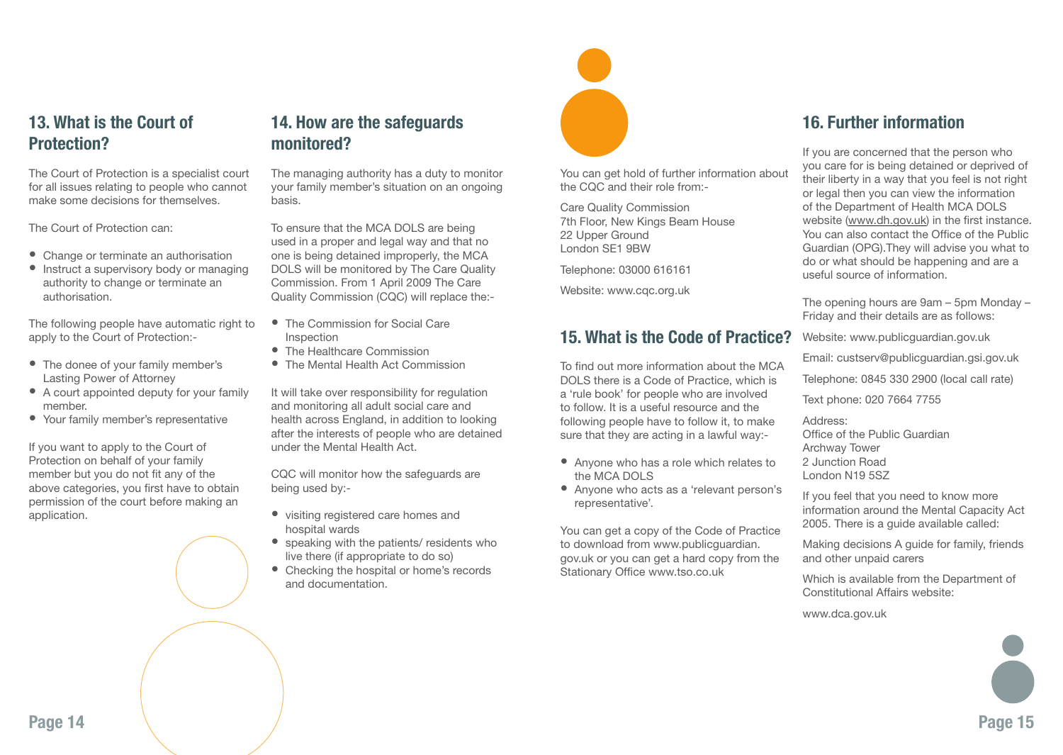## 13. What is the Court of Protection?

The Court of Protection is a specialist court for all issues relating to people who cannot make some decisions for themselves.

The Court of Protection can:

- Change or terminate an authorisation
- Instruct a supervisory body or managing authority to change or terminate an authorisation.

The following people have automatic right to apply to the Court of Protection:-

- The donee of your family member's Lasting Power of Attorney
- A court appointed deputy for your family member.
- Your family member's representative

If you want to apply to the Court of Protection on behalf of your family member but you do not fit any of the above categories, you first have to obtain permission of the court before making an application.

## 14. How are the safeguards monitored?

The managing authority has a duty to monitor your family member's situation on an ongoing basis.

To ensure that the MCA DOLS are being used in a proper and legal way and that no one is being detained improperly, the MCA DOLS will be monitored by The Care Quality Commission. From 1 April 2009 The Care Quality Commission (CQC) will replace the:-

- The Commission for Social Care Inspection
- The Healthcare Commission
- The Mental Health Act Commission

It will take over responsibility for regulation and monitoring all adult social care and health across England, in addition to looking after the interests of people who are detained under the Mental Health Act.

CQC will monitor how the safeguards are being used by:-

- visiting registered care homes and hospital wards
- speaking with the patients/ residents who live there (if appropriate to do so)
- Checking the hospital or home's records and documentation.

You can get hold of further information about the CQC and their role from:-

Care Quality Commission
7th Floor, New Kings Beam House
22 Upper Ground
London SE1 9BW

Telephone: 03000 616161

Website: www.cqc.org.uk

## 15. What is the Code of Practice?

To find out more information about the MCA DOLS there is a Code of Practice, which is a 'rule book' for people who are involved to follow. It is a useful resource and the following people have to follow it, to make sure that they are acting in a lawful way:-

- Anyone who has a role which relates to the MCA DOLS
- Anyone who acts as a 'relevant person's representative'.

You can get a copy of the Code of Practice to download from www.publicguardian.gov.uk or you can get a hard copy from the Stationary Office www.tso.co.uk

## 16. Further information

If you are concerned that the person who you care for is being detained or deprived of their liberty in a way that you feel is not right or legal then you can view the information of the Department of Health MCA DOLS website (www.dh.gov.uk) in the first instance. You can also contact the Office of the Public Guardian (OPG).They will advise you what to do or what should be happening and are a useful source of information.

The opening hours are 9am – 5pm Monday – Friday and their details are as follows:

Website: www.publicguardian.gov.uk

Email: custserv@publicguardian.gsi.gov.uk

Telephone: 0845 330 2900 (local call rate)

Text phone: 020 7664 7755

Address:
Office of the Public Guardian
Archway Tower
2 Junction Road
London N19 5SZ

If you feel that you need to know more information around the Mental Capacity Act 2005. There is a guide available called:

Making decisions A guide for family, friends and other unpaid carers

Which is available from the Department of Constitutional Affairs website:

www.dca.gov.uk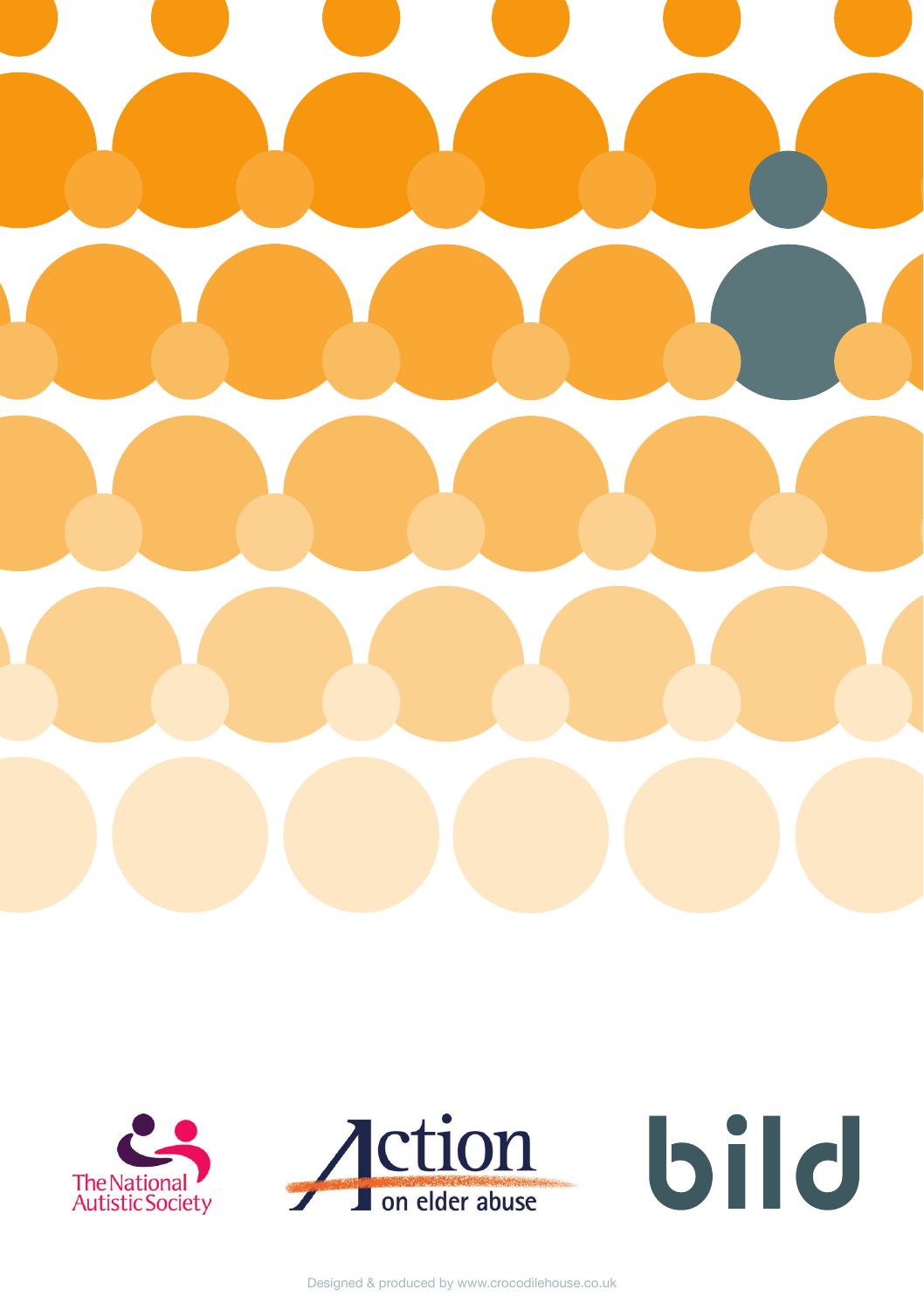The National Autistic Society

Action on elder abuse

bild

Designed & produced by www.crocodilehouse.co.uk